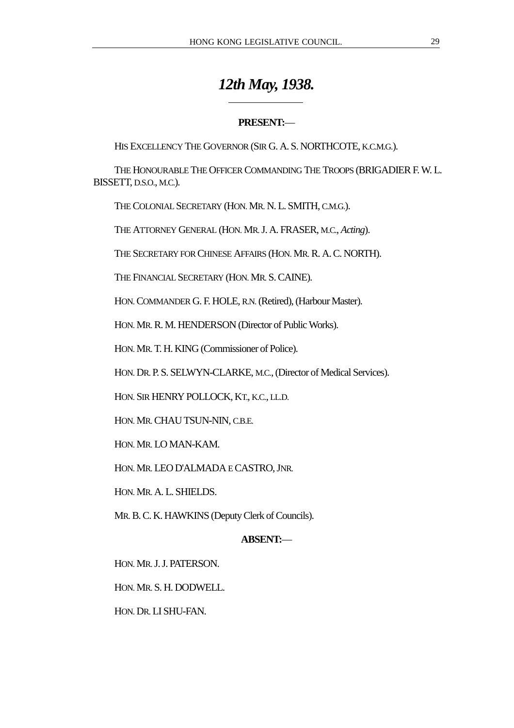# *12th May, 1938.*

**PRESENT:—**

HIS EXCELLENCY THE GOVERNOR (SIR G. A. S. NORTHCOTE, K.C.M.G.).

THE HONOURABLE THE OFFICER COMMANDING THE TROOPS (BRIGADIER F. W. L. BISSETT, D.S.O., M.C.).

THE COLONIAL SECRETARY (HON. MR. N. L. SMITH, C.M.G.).

THE ATTORNEY GENERAL (HON. MR. J. A. FRASER, M.C., *Acting*).

THE SECRETARY FOR CHINESE AFFAIRS (HON. MR. R. A. C. NORTH).

THE FINANCIAL SECRETARY (HON. MR. S. CAINE).

HON. COMMANDER G. F. HOLE, R.N. (Retired), (Harbour Master).

HON. MR. R. M. HENDERSON (Director of Public Works).

HON. MR. T. H. KING (Commissioner of Police).

HON. DR. P. S. SELWYN-CLARKE, M.C., (Director of Medical Services).

HON. SIR HENRY POLLOCK, KT., K.C., LL.D.

HON. MR. CHAU TSUN-NIN, C.B.E.

HON. MR. LO MAN-KAM.

HON. MR. LEO D'ALMADA E CASTRO, JNR.

HON. MR. A. L. SHIELDS.

MR. B. C. K. HAWKINS (Deputy Clerk of Councils).

**ABSENT:—**

HON. MR. J. J. PATERSON.

HON. MR. S. H. DODWELL.

HON. DR. LI SHU-FAN.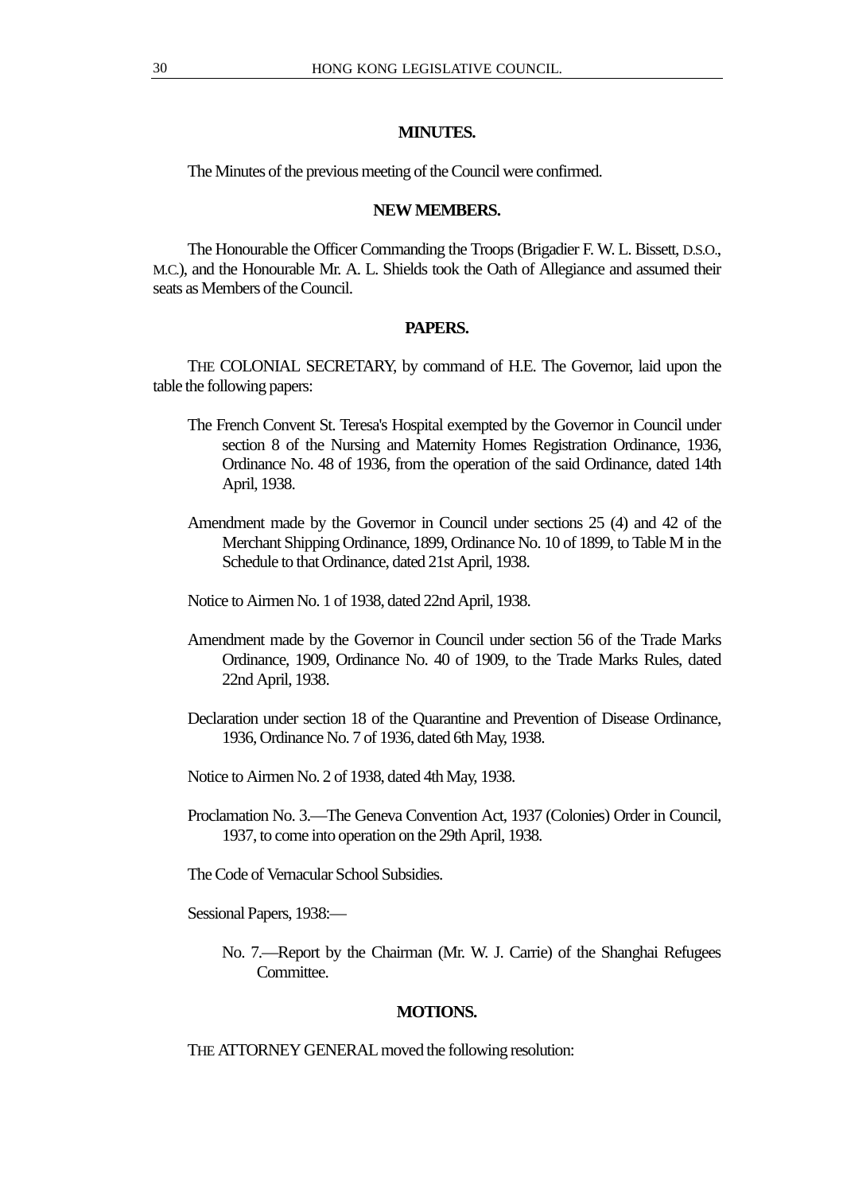## MINUTES.

The Minutes of the previous meeting of the Council were confirmed.

## NEW MEMBERS.

The Honourable the Officer Commanding the Troops (Brigadier F. W. L. Bissett, D.S.O., M.C.), and the Honourable Mr. A. L. Shields took the Oath of Allegiance and assumed their seats as Members of the Council.

## PAPERS.

THE COLONIAL SECRETARY, by command of H.E. The Governor, laid upon the table the following papers:

The French Convent St. Teresa's Hospital exempted by the Governor in Council under section 8 of the Nursing and Maternity Homes Registration Ordinance, 1936, Ordinance No. 48 of 1936, from the operation of the said Ordinance, dated 14th April, 1938.

Amendment made by the Governor in Council under sections 25 (4) and 42 of the Merchant Shipping Ordinance, 1899, Ordinance No. 10 of 1899, to Table M in the Schedule to that Ordinance, dated 21st April, 1938.

Notice to Airmen No. 1 of 1938, dated 22nd April, 1938.

Amendment made by the Governor in Council under section 56 of the Trade Marks Ordinance, 1909, Ordinance No. 40 of 1909, to the Trade Marks Rules, dated 22nd April, 1938.

Declaration under section 18 of the Quarantine and Prevention of Disease Ordinance, 1936, Ordinance No. 7 of 1936, dated 6th May, 1938.

Notice to Airmen No. 2 of 1938, dated 4th May, 1938.

Proclamation No. 3.—The Geneva Convention Act, 1937 (Colonies) Order in Council, 1937, to come into operation on the 29th April, 1938.

The Code of Vernacular School Subsidies.

Sessional Papers, 1938:—

No. 7.—Report by the Chairman (Mr. W. J. Carrie) of the Shanghai Refugees Committee.

## MOTIONS.

THE ATTORNEY GENERAL moved the following resolution: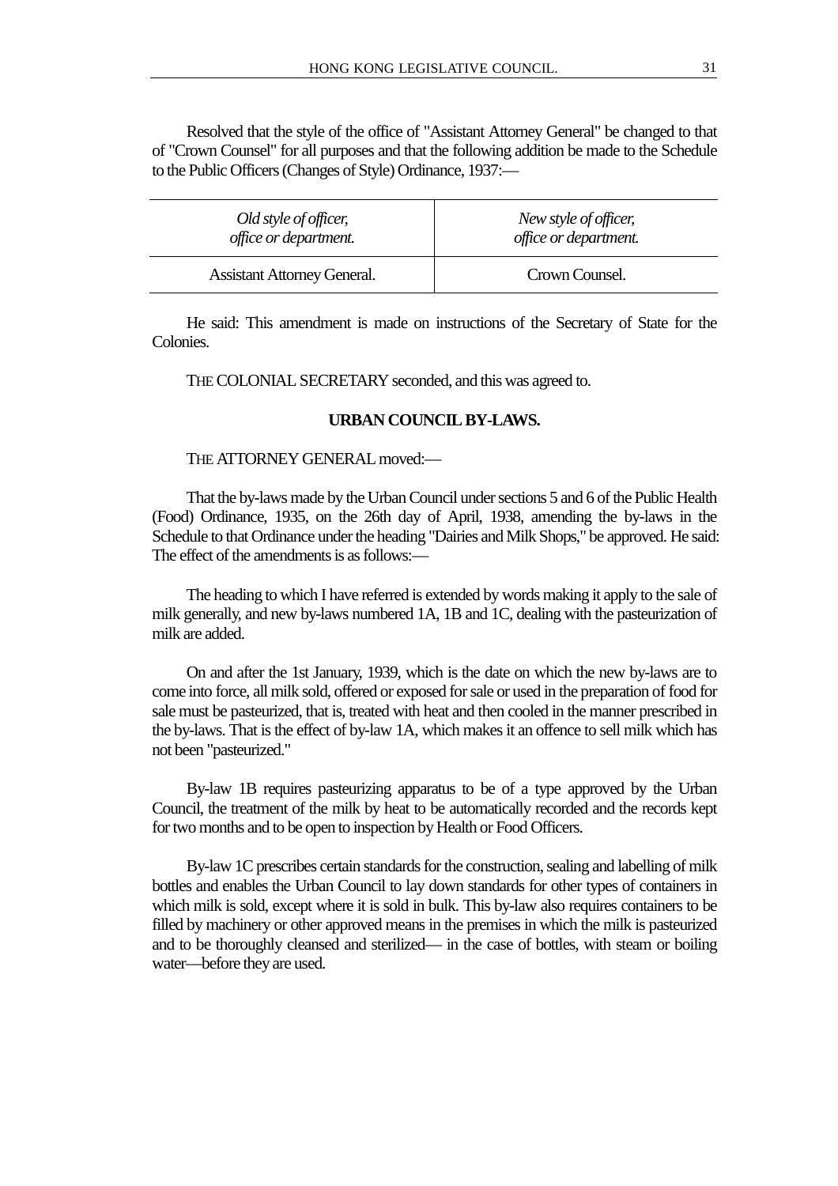Resolved that the style of the office of "Assistant Attorney General" be changed to that of "Crown Counsel" for all purposes and that the following addition be made to the Schedule to the Public Officers (Changes of Style) Ordinance, 1937:—

| *Old style of officer, office or department.* | *New style of officer, office or department.* |
|---|---|
| Assistant Attorney General. | Crown Counsel. |

He said: This amendment is made on instructions of the Secretary of State for the Colonies.

THE COLONIAL SECRETARY seconded, and this was agreed to.

## URBAN COUNCIL BY-LAWS.

THE ATTORNEY GENERAL moved:—

That the by-laws made by the Urban Council under sections 5 and 6 of the Public Health (Food) Ordinance, 1935, on the 26th day of April, 1938, amending the by-laws in the Schedule to that Ordinance under the heading "Dairies and Milk Shops," be approved. He said: The effect of the amendments is as follows:—

The heading to which I have referred is extended by words making it apply to the sale of milk generally, and new by-laws numbered 1A, 1B and 1C, dealing with the pasteurization of milk are added.

On and after the 1st January, 1939, which is the date on which the new by-laws are to come into force, all milk sold, offered or exposed for sale or used in the preparation of food for sale must be pasteurized, that is, treated with heat and then cooled in the manner prescribed in the by-laws. That is the effect of by-law 1A, which makes it an offence to sell milk which has not been "pasteurized."

By-law 1B requires pasteurizing apparatus to be of a type approved by the Urban Council, the treatment of the milk by heat to be automatically recorded and the records kept for two months and to be open to inspection by Health or Food Officers.

By-law 1C prescribes certain standards for the construction, sealing and labelling of milk bottles and enables the Urban Council to lay down standards for other types of containers in which milk is sold, except where it is sold in bulk. This by-law also requires containers to be filled by machinery or other approved means in the premises in which the milk is pasteurized and to be thoroughly cleansed and sterilized— in the case of bottles, with steam or boiling water—before they are used.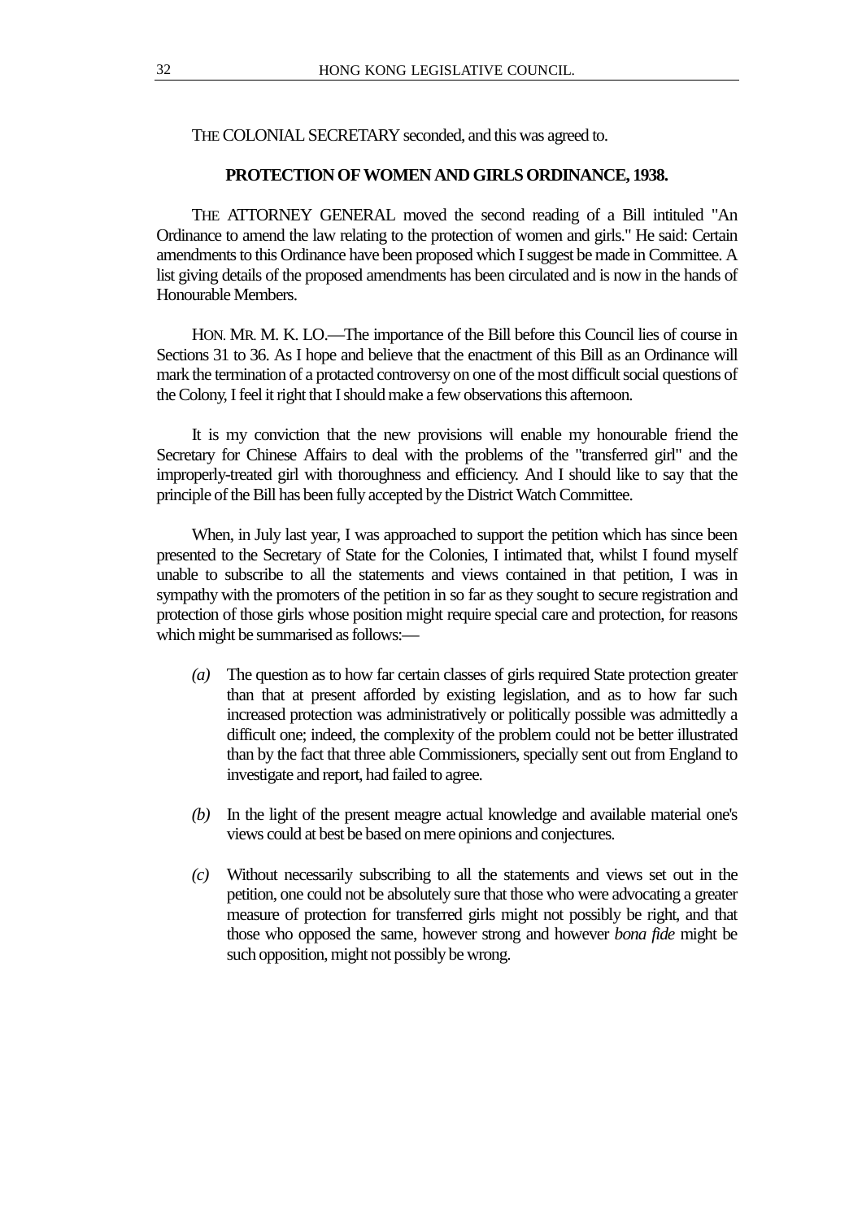THE COLONIAL SECRETARY seconded, and this was agreed to.

## PROTECTION OF WOMEN AND GIRLS ORDINANCE, 1938.

THE ATTORNEY GENERAL moved the second reading of a Bill intituled "An Ordinance to amend the law relating to the protection of women and girls." He said: Certain amendments to this Ordinance have been proposed which I suggest be made in Committee. A list giving details of the proposed amendments has been circulated and is now in the hands of Honourable Members.

HON. MR. M. K. LO.—The importance of the Bill before this Council lies of course in Sections 31 to 36. As I hope and believe that the enactment of this Bill as an Ordinance will mark the termination of a protacted controversy on one of the most difficult social questions of the Colony, I feel it right that I should make a few observations this afternoon.

It is my conviction that the new provisions will enable my honourable friend the Secretary for Chinese Affairs to deal with the problems of the "transferred girl" and the improperly-treated girl with thoroughness and efficiency. And I should like to say that the principle of the Bill has been fully accepted by the District Watch Committee.

When, in July last year, I was approached to support the petition which has since been presented to the Secretary of State for the Colonies, I intimated that, whilst I found myself unable to subscribe to all the statements and views contained in that petition, I was in sympathy with the promoters of the petition in so far as they sought to secure registration and protection of those girls whose position might require special care and protection, for reasons which might be summarised as follows:—

- *(a)* The question as to how far certain classes of girls required State protection greater than that at present afforded by existing legislation, and as to how far such increased protection was administratively or politically possible was admittedly a difficult one; indeed, the complexity of the problem could not be better illustrated than by the fact that three able Commissioners, specially sent out from England to investigate and report, had failed to agree.

- *(b)* In the light of the present meagre actual knowledge and available material one's views could at best be based on mere opinions and conjectures.

- *(c)* Without necessarily subscribing to all the statements and views set out in the petition, one could not be absolutely sure that those who were advocating a greater measure of protection for transferred girls might not possibly be right, and that those who opposed the same, however strong and however *bona fide* might be such opposition, might not possibly be wrong.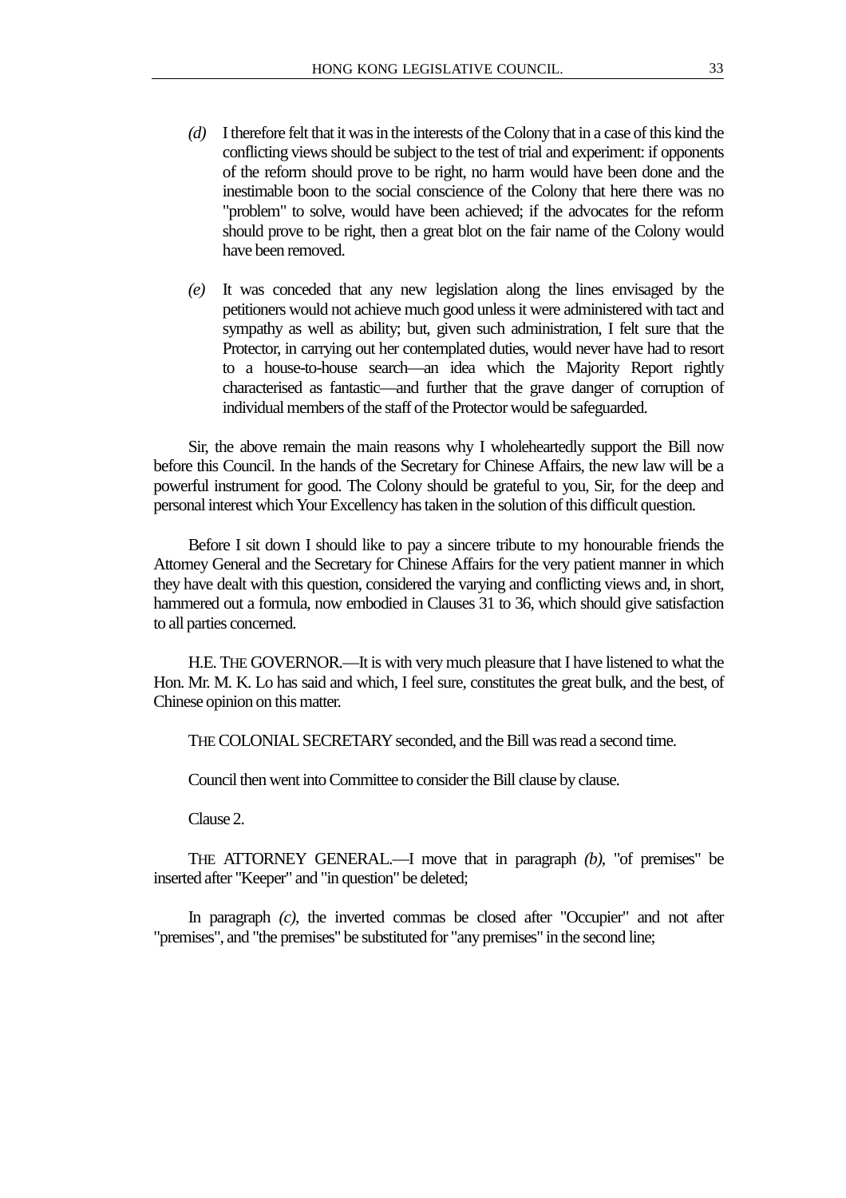*(d)* I therefore felt that it was in the interests of the Colony that in a case of this kind the conflicting views should be subject to the test of trial and experiment: if opponents of the reform should prove to be right, no harm would have been done and the inestimable boon to the social conscience of the Colony that here there was no "problem" to solve, would have been achieved; if the advocates for the reform should prove to be right, then a great blot on the fair name of the Colony would have been removed.

*(e)* It was conceded that any new legislation along the lines envisaged by the petitioners would not achieve much good unless it were administered with tact and sympathy as well as ability; but, given such administration, I felt sure that the Protector, in carrying out her contemplated duties, would never have had to resort to a house-to-house search—an idea which the Majority Report rightly characterised as fantastic—and further that the grave danger of corruption of individual members of the staff of the Protector would be safeguarded.

Sir, the above remain the main reasons why I wholeheartedly support the Bill now before this Council. In the hands of the Secretary for Chinese Affairs, the new law will be a powerful instrument for good. The Colony should be grateful to you, Sir, for the deep and personal interest which Your Excellency has taken in the solution of this difficult question.

Before I sit down I should like to pay a sincere tribute to my honourable friends the Attorney General and the Secretary for Chinese Affairs for the very patient manner in which they have dealt with this question, considered the varying and conflicting views and, in short, hammered out a formula, now embodied in Clauses 31 to 36, which should give satisfaction to all parties concerned.

H.E. THE GOVERNOR.—It is with very much pleasure that I have listened to what the Hon. Mr. M. K. Lo has said and which, I feel sure, constitutes the great bulk, and the best, of Chinese opinion on this matter.

THE COLONIAL SECRETARY seconded, and the Bill was read a second time.

Council then went into Committee to consider the Bill clause by clause.

Clause 2.

THE ATTORNEY GENERAL.—I move that in paragraph *(b)*, "of premises" be inserted after "Keeper" and "in question" be deleted;

In paragraph *(c)*, the inverted commas be closed after "Occupier" and not after "premises", and "the premises" be substituted for "any premises" in the second line;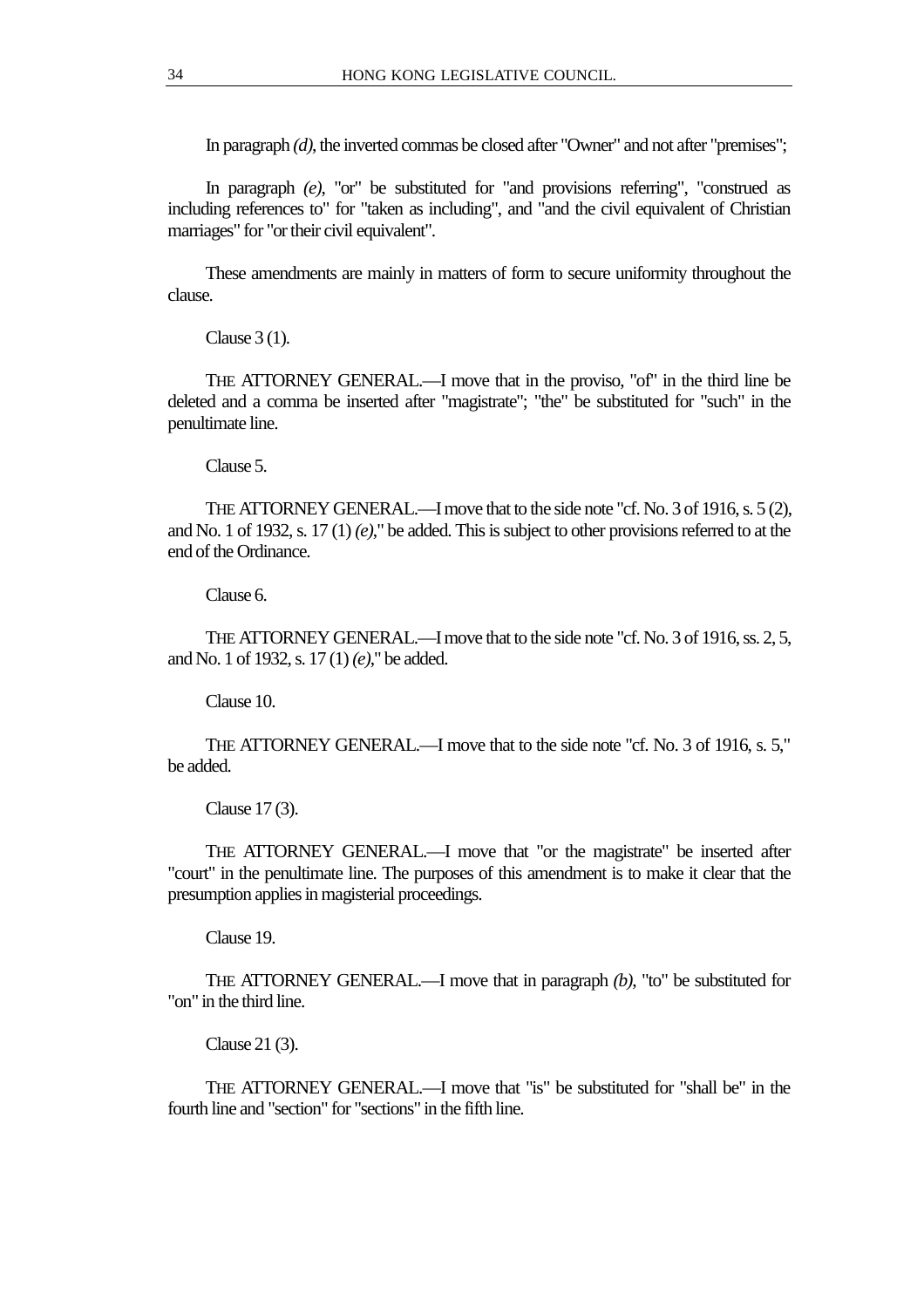In paragraph *(d)*, the inverted commas be closed after "Owner" and not after "premises";

In paragraph *(e)*, "or" be substituted for "and provisions referring", "construed as including references to" for "taken as including", and "and the civil equivalent of Christian marriages" for "or their civil equivalent".

These amendments are mainly in matters of form to secure uniformity throughout the clause.

Clause 3 (1).

THE ATTORNEY GENERAL.—I move that in the proviso, "of" in the third line be deleted and a comma be inserted after "magistrate"; "the" be substituted for "such" in the penultimate line.

Clause 5.

THE ATTORNEY GENERAL.—I move that to the side note "cf. No. 3 of 1916, s. 5 (2), and No. 1 of 1932, s. 17 (1) *(e)*," be added. This is subject to other provisions referred to at the end of the Ordinance.

Clause 6.

THE ATTORNEY GENERAL.—I move that to the side note "cf. No. 3 of 1916, ss. 2, 5, and No. 1 of 1932, s. 17 (1) *(e)*," be added.

Clause 10.

THE ATTORNEY GENERAL.—I move that to the side note "cf. No. 3 of 1916, s. 5," be added.

Clause 17 (3).

THE ATTORNEY GENERAL.—I move that "or the magistrate" be inserted after "court" in the penultimate line. The purposes of this amendment is to make it clear that the presumption applies in magisterial proceedings.

Clause 19.

THE ATTORNEY GENERAL.—I move that in paragraph *(b)*, "to" be substituted for "on" in the third line.

Clause 21 (3).

THE ATTORNEY GENERAL.—I move that "is" be substituted for "shall be" in the fourth line and "section" for "sections" in the fifth line.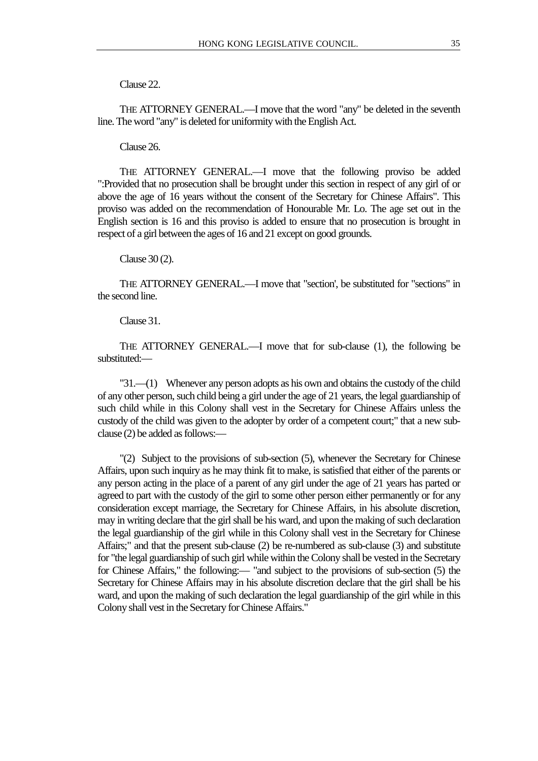Clause 22.

THE ATTORNEY GENERAL.—I move that the word "any" be deleted in the seventh line. The word "any" is deleted for uniformity with the English Act.

Clause 26.

THE ATTORNEY GENERAL.—I move that the following proviso be added ":Provided that no prosecution shall be brought under this section in respect of any girl of or above the age of 16 years without the consent of the Secretary for Chinese Affairs". This proviso was added on the recommendation of Honourable Mr. Lo. The age set out in the English section is 16 and this proviso is added to ensure that no prosecution is brought in respect of a girl between the ages of 16 and 21 except on good grounds.

Clause 30 (2).

THE ATTORNEY GENERAL.—I move that "section', be substituted for "sections" in the second line.

Clause 31.

THE ATTORNEY GENERAL.—I move that for sub-clause (1), the following be substituted:—

"31.—(1) Whenever any person adopts as his own and obtains the custody of the child of any other person, such child being a girl under the age of 21 years, the legal guardianship of such child while in this Colony shall vest in the Secretary for Chinese Affairs unless the custody of the child was given to the adopter by order of a competent court;" that a new sub-clause (2) be added as follows:—

"(2) Subject to the provisions of sub-section (5), whenever the Secretary for Chinese Affairs, upon such inquiry as he may think fit to make, is satisfied that either of the parents or any person acting in the place of a parent of any girl under the age of 21 years has parted or agreed to part with the custody of the girl to some other person either permanently or for any consideration except marriage, the Secretary for Chinese Affairs, in his absolute discretion, may in writing declare that the girl shall be his ward, and upon the making of such declaration the legal guardianship of the girl while in this Colony shall vest in the Secretary for Chinese Affairs;" and that the present sub-clause (2) be re-numbered as sub-clause (3) and substitute for "the legal guardianship of such girl while within the Colony shall be vested in the Secretary for Chinese Affairs," the following:— "and subject to the provisions of sub-section (5) the Secretary for Chinese Affairs may in his absolute discretion declare that the girl shall be his ward, and upon the making of such declaration the legal guardianship of the girl while in this Colony shall vest in the Secretary for Chinese Affairs."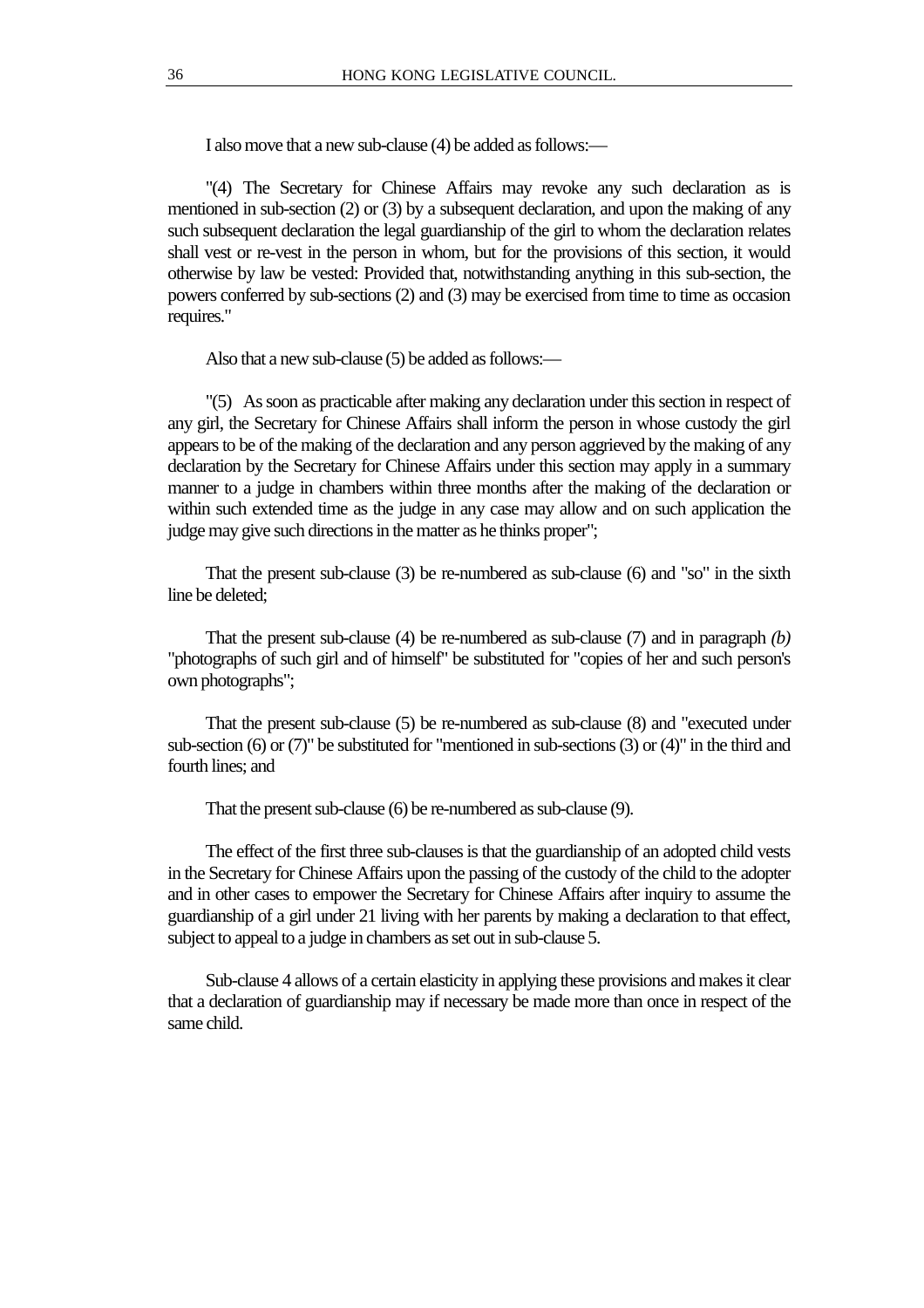I also move that a new sub-clause (4) be added as follows:—

"(4) The Secretary for Chinese Affairs may revoke any such declaration as is mentioned in sub-section (2) or (3) by a subsequent declaration, and upon the making of any such subsequent declaration the legal guardianship of the girl to whom the declaration relates shall vest or re-vest in the person in whom, but for the provisions of this section, it would otherwise by law be vested: Provided that, notwithstanding anything in this sub-section, the powers conferred by sub-sections (2) and (3) may be exercised from time to time as occasion requires."

Also that a new sub-clause (5) be added as follows:—

"(5) As soon as practicable after making any declaration under this section in respect of any girl, the Secretary for Chinese Affairs shall inform the person in whose custody the girl appears to be of the making of the declaration and any person aggrieved by the making of any declaration by the Secretary for Chinese Affairs under this section may apply in a summary manner to a judge in chambers within three months after the making of the declaration or within such extended time as the judge in any case may allow and on such application the judge may give such directions in the matter as he thinks proper";

That the present sub-clause (3) be re-numbered as sub-clause (6) and "so" in the sixth line be deleted;

That the present sub-clause (4) be re-numbered as sub-clause (7) and in paragraph *(b)* "photographs of such girl and of himself" be substituted for "copies of her and such person's own photographs";

That the present sub-clause (5) be re-numbered as sub-clause (8) and "executed under sub-section (6) or (7)" be substituted for "mentioned in sub-sections (3) or (4)" in the third and fourth lines; and

That the present sub-clause (6) be re-numbered as sub-clause (9).

The effect of the first three sub-clauses is that the guardianship of an adopted child vests in the Secretary for Chinese Affairs upon the passing of the custody of the child to the adopter and in other cases to empower the Secretary for Chinese Affairs after inquiry to assume the guardianship of a girl under 21 living with her parents by making a declaration to that effect, subject to appeal to a judge in chambers as set out in sub-clause 5.

Sub-clause 4 allows of a certain elasticity in applying these provisions and makes it clear that a declaration of guardianship may if necessary be made more than once in respect of the same child.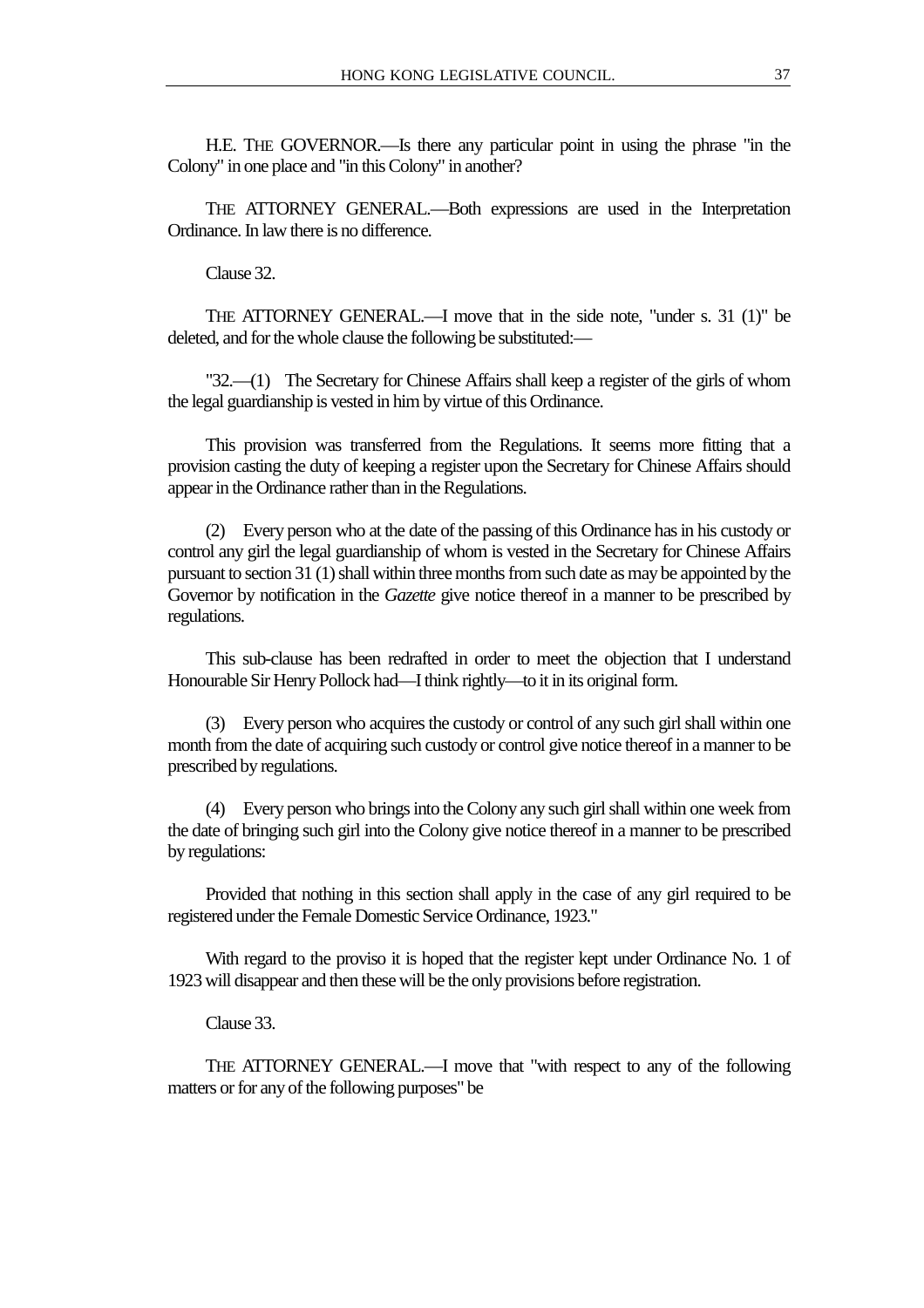H.E. THE GOVERNOR.—Is there any particular point in using the phrase "in the Colony" in one place and "in this Colony" in another?

THE ATTORNEY GENERAL.—Both expressions are used in the Interpretation Ordinance. In law there is no difference.

Clause 32.

THE ATTORNEY GENERAL.—I move that in the side note, "under s. 31 (1)" be deleted, and for the whole clause the following be substituted:—

"32.—(1) The Secretary for Chinese Affairs shall keep a register of the girls of whom the legal guardianship is vested in him by virtue of this Ordinance.

This provision was transferred from the Regulations. It seems more fitting that a provision casting the duty of keeping a register upon the Secretary for Chinese Affairs should appear in the Ordinance rather than in the Regulations.

(2) Every person who at the date of the passing of this Ordinance has in his custody or control any girl the legal guardianship of whom is vested in the Secretary for Chinese Affairs pursuant to section 31 (1) shall within three months from such date as may be appointed by the Governor by notification in the *Gazette* give notice thereof in a manner to be prescribed by regulations.

This sub-clause has been redrafted in order to meet the objection that I understand Honourable Sir Henry Pollock had—I think rightly—to it in its original form.

(3) Every person who acquires the custody or control of any such girl shall within one month from the date of acquiring such custody or control give notice thereof in a manner to be prescribed by regulations.

(4) Every person who brings into the Colony any such girl shall within one week from the date of bringing such girl into the Colony give notice thereof in a manner to be prescribed by regulations:

Provided that nothing in this section shall apply in the case of any girl required to be registered under the Female Domestic Service Ordinance, 1923."

With regard to the proviso it is hoped that the register kept under Ordinance No. 1 of 1923 will disappear and then these will be the only provisions before registration.

Clause 33.

THE ATTORNEY GENERAL.—I move that "with respect to any of the following matters or for any of the following purposes" be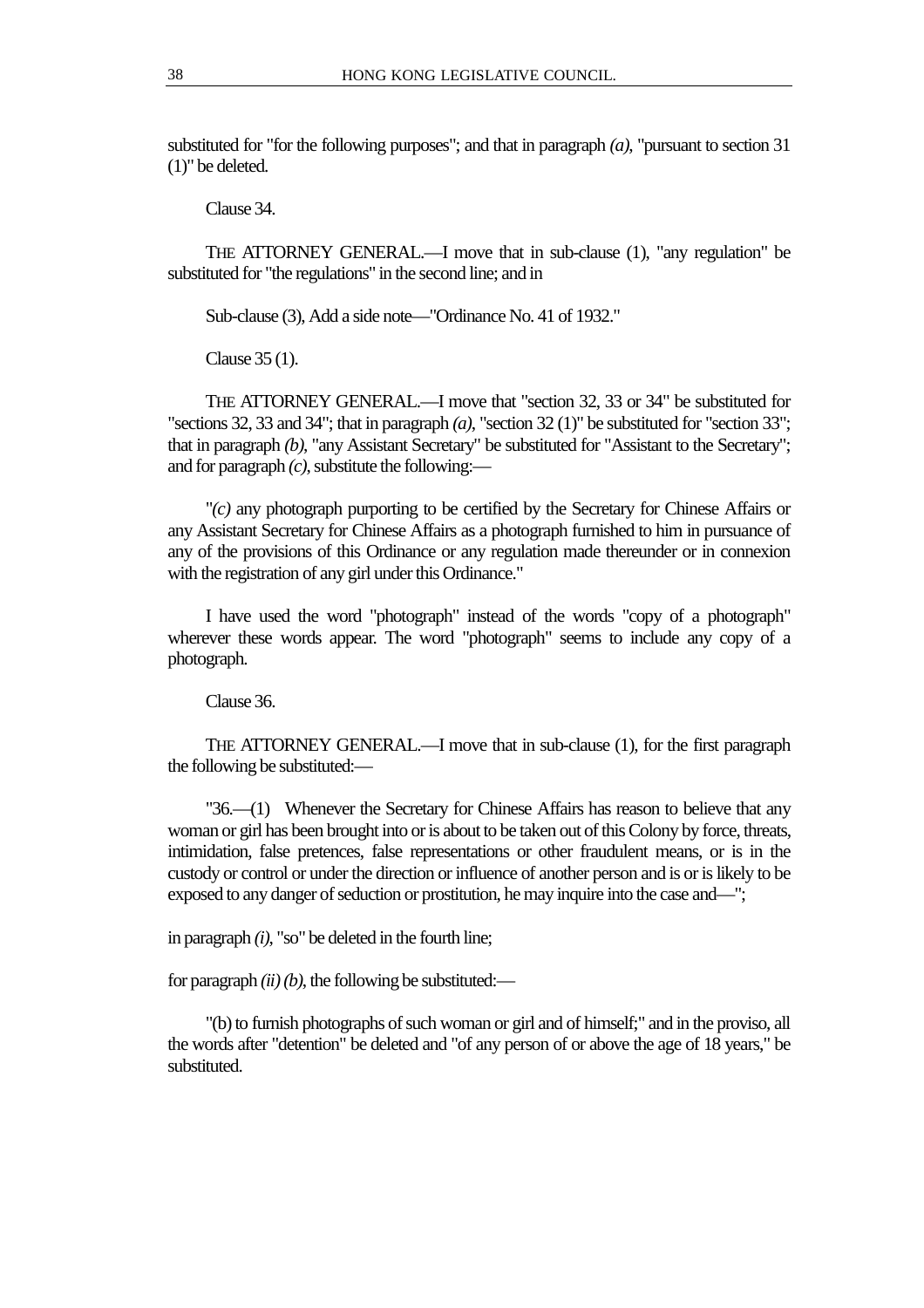substituted for "for the following purposes"; and that in paragraph *(a)*, "pursuant to section 31 (1)" be deleted.

Clause 34.

THE ATTORNEY GENERAL.—I move that in sub-clause (1), "any regulation" be substituted for "the regulations" in the second line; and in

Sub-clause (3), Add a side note—"Ordinance No. 41 of 1932."

Clause 35 (1).

THE ATTORNEY GENERAL.—I move that "section 32, 33 or 34" be substituted for "sections 32, 33 and 34"; that in paragraph *(a)*, "section 32 (1)" be substituted for "section 33"; that in paragraph *(b)*, "any Assistant Secretary" be substituted for "Assistant to the Secretary"; and for paragraph *(c)*, substitute the following:—

"*(c)* any photograph purporting to be certified by the Secretary for Chinese Affairs or any Assistant Secretary for Chinese Affairs as a photograph furnished to him in pursuance of any of the provisions of this Ordinance or any regulation made thereunder or in connexion with the registration of any girl under this Ordinance."

I have used the word "photograph" instead of the words "copy of a photograph" wherever these words appear. The word "photograph" seems to include any copy of a photograph.

Clause 36.

THE ATTORNEY GENERAL.—I move that in sub-clause (1), for the first paragraph the following be substituted:—

"36.—(1) Whenever the Secretary for Chinese Affairs has reason to believe that any woman or girl has been brought into or is about to be taken out of this Colony by force, threats, intimidation, false pretences, false representations or other fraudulent means, or is in the custody or control or under the direction or influence of another person and is or is likely to be exposed to any danger of seduction or prostitution, he may inquire into the case and—";

in paragraph *(i)*, "so" be deleted in the fourth line;

for paragraph *(ii) (b)*, the following be substituted:—

"(b) to furnish photographs of such woman or girl and of himself;" and in the proviso, all the words after "detention" be deleted and "of any person of or above the age of 18 years," be substituted.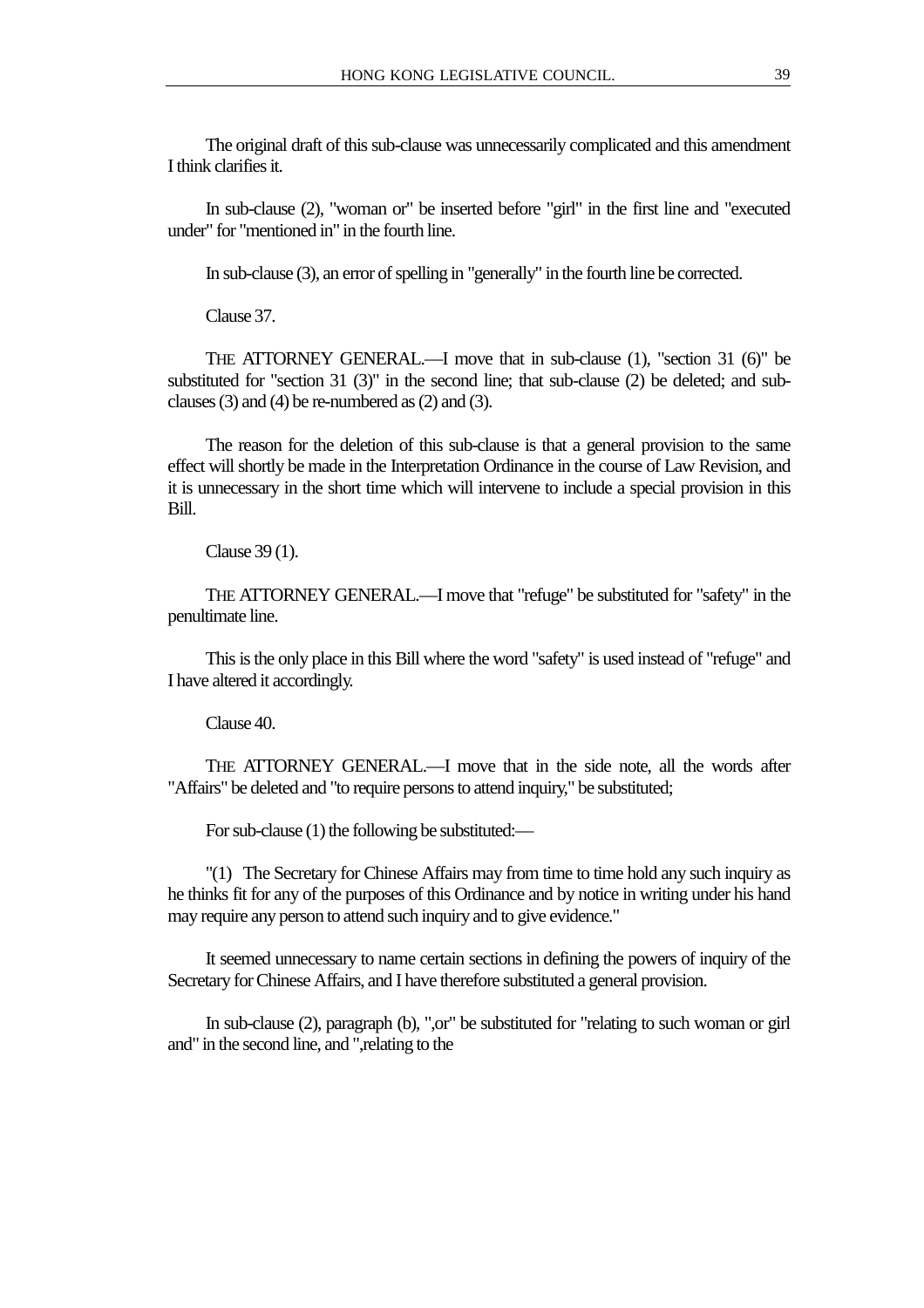The original draft of this sub-clause was unnecessarily complicated and this amendment I think clarifies it.

In sub-clause (2), "woman or" be inserted before "girl" in the first line and "executed under" for "mentioned in" in the fourth line.

In sub-clause (3), an error of spelling in "generally" in the fourth line be corrected.

Clause 37.

THE ATTORNEY GENERAL.—I move that in sub-clause (1), "section 31 (6)" be substituted for "section 31 (3)" in the second line; that sub-clause (2) be deleted; and sub-clauses (3) and (4) be re-numbered as (2) and (3).

The reason for the deletion of this sub-clause is that a general provision to the same effect will shortly be made in the Interpretation Ordinance in the course of Law Revision, and it is unnecessary in the short time which will intervene to include a special provision in this Bill.

Clause 39 (1).

THE ATTORNEY GENERAL.—I move that "refuge" be substituted for "safety" in the penultimate line.

This is the only place in this Bill where the word "safety" is used instead of "refuge" and I have altered it accordingly.

Clause 40.

THE ATTORNEY GENERAL.—I move that in the side note, all the words after "Affairs" be deleted and "to require persons to attend inquiry," be substituted;

For sub-clause (1) the following be substituted:—

"(1) The Secretary for Chinese Affairs may from time to time hold any such inquiry as he thinks fit for any of the purposes of this Ordinance and by notice in writing under his hand may require any person to attend such inquiry and to give evidence."

It seemed unnecessary to name certain sections in defining the powers of inquiry of the Secretary for Chinese Affairs, and I have therefore substituted a general provision.

In sub-clause (2), paragraph (b), ",or" be substituted for "relating to such woman or girl and" in the second line, and ",relating to the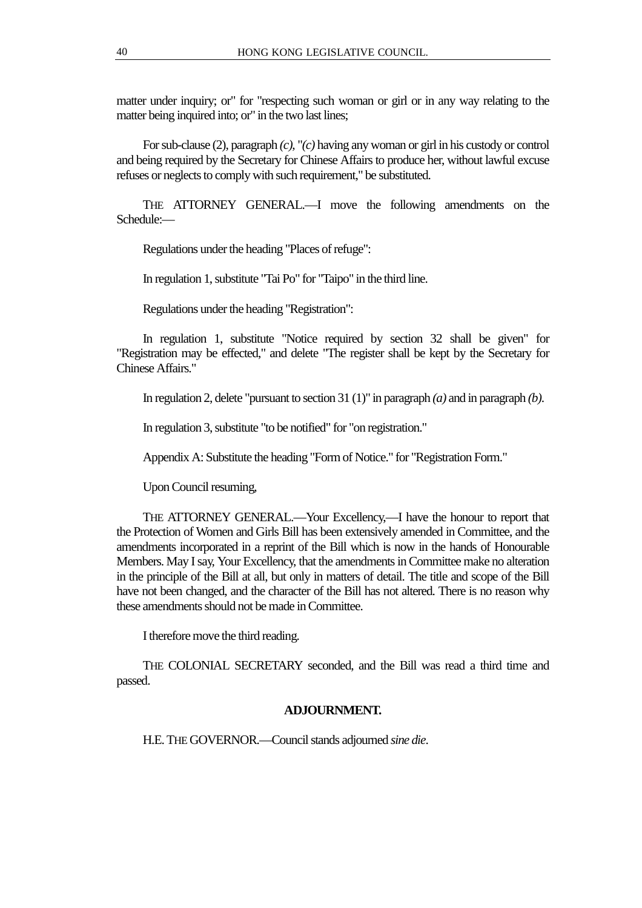matter under inquiry; or" for "respecting such woman or girl or in any way relating to the matter being inquired into; or" in the two last lines;

For sub-clause (2), paragraph *(c)*, "*(c)* having any woman or girl in his custody or control and being required by the Secretary for Chinese Affairs to produce her, without lawful excuse refuses or neglects to comply with such requirement," be substituted.

THE ATTORNEY GENERAL.—I move the following amendments on the Schedule:—

Regulations under the heading "Places of refuge":

In regulation 1, substitute "Tai Po" for "Taipo" in the third line.

Regulations under the heading "Registration":

In regulation 1, substitute "Notice required by section 32 shall be given" for "Registration may be effected," and delete "The register shall be kept by the Secretary for Chinese Affairs."

In regulation 2, delete "pursuant to section 31 (1)" in paragraph *(a)* and in paragraph *(b)*.

In regulation 3, substitute "to be notified" for "on registration."

Appendix A: Substitute the heading "Form of Notice." for "Registration Form."

Upon Council resuming,

THE ATTORNEY GENERAL.—Your Excellency,—I have the honour to report that the Protection of Women and Girls Bill has been extensively amended in Committee, and the amendments incorporated in a reprint of the Bill which is now in the hands of Honourable Members. May I say, Your Excellency, that the amendments in Committee make no alteration in the principle of the Bill at all, but only in matters of detail. The title and scope of the Bill have not been changed, and the character of the Bill has not altered. There is no reason why these amendments should not be made in Committee.

I therefore move the third reading.

THE COLONIAL SECRETARY seconded, and the Bill was read a third time and passed.

## ADJOURNMENT.

H.E. THE GOVERNOR.—Council stands adjourned *sine die*.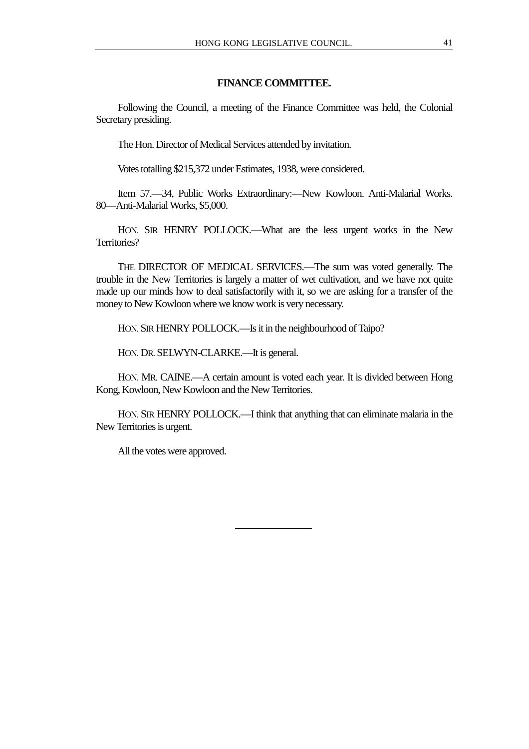## FINANCE COMMITTEE.

Following the Council, a meeting of the Finance Committee was held, the Colonial Secretary presiding.

The Hon. Director of Medical Services attended by invitation.

Votes totalling $215,372 under Estimates, 1938, were considered.

Item 57.—34, Public Works Extraordinary:—New Kowloon. Anti-Malarial Works. 80—Anti-Malarial Works, $5,000.

HON. SIR HENRY POLLOCK.—What are the less urgent works in the New Territories?

THE DIRECTOR OF MEDICAL SERVICES.—The sum was voted generally. The trouble in the New Territories is largely a matter of wet cultivation, and we have not quite made up our minds how to deal satisfactorily with it, so we are asking for a transfer of the money to New Kowloon where we know work is very necessary.

HON. SIR HENRY POLLOCK.—Is it in the neighbourhood of Taipo?

HON. DR. SELWYN-CLARKE.—It is general.

HON. MR. CAINE.—A certain amount is voted each year. It is divided between Hong Kong, Kowloon, New Kowloon and the New Territories.

HON. SIR HENRY POLLOCK.—I think that anything that can eliminate malaria in the New Territories is urgent.

All the votes were approved.